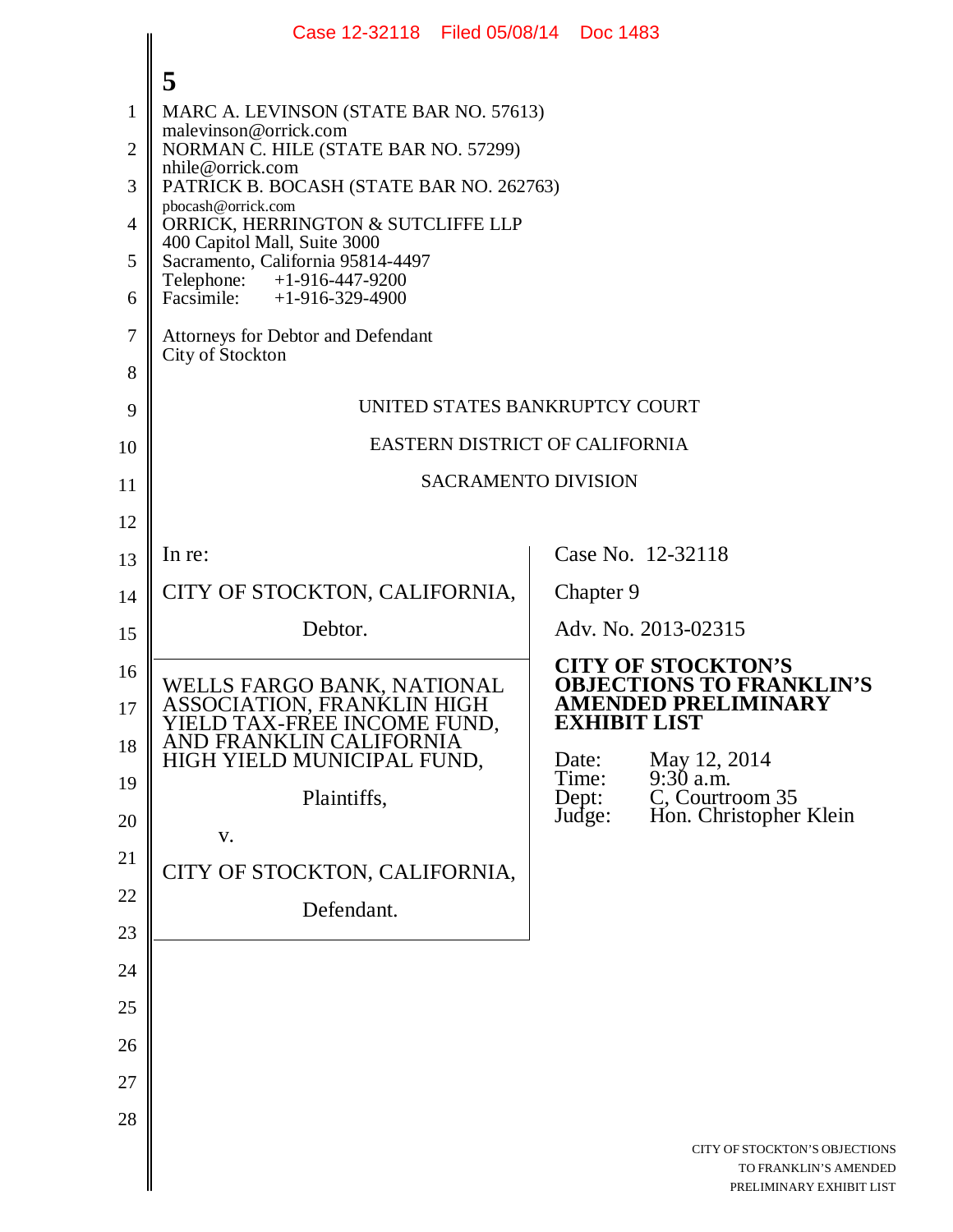5

MARC A. LEVINSON (STATE BAR NO. 57613)
malevinson@orrick.com
NORMAN C. HILE (STATE BAR NO. 57299)
nhile@orrick.com
PATRICK B. BOCASH (STATE BAR NO. 262763)
pbocash@orrick.com
ORRICK, HERRINGTON & SUTCLIFFE LLP
400 Capitol Mall, Suite 3000
Sacramento, California 95814-4497
Telephone: +1-916-447-9200
Facsimile: +1-916-329-4900

Attorneys for Debtor and Defendant
City of Stockton

UNITED STATES BANKRUPTCY COURT

EASTERN DISTRICT OF CALIFORNIA

SACRAMENTO DIVISION

| | |
|---|---|
| In re:<br><br>CITY OF STOCKTON, CALIFORNIA,<br><br>Debtor. | Case No. 12-32118<br><br>Chapter 9<br><br>Adv. No. 2013-02315 |
| WELLS FARGO BANK, NATIONAL ASSOCIATION, FRANKLIN HIGH YIELD TAX-FREE INCOME FUND, AND FRANKLIN CALIFORNIA HIGH YIELD MUNICIPAL FUND,<br><br>Plaintiffs,<br><br>v.<br><br>CITY OF STOCKTON, CALIFORNIA,<br><br>Defendant. | **CITY OF STOCKTON'S OBJECTIONS TO FRANKLIN'S AMENDED PRELIMINARY EXHIBIT LIST**<br><br>Date: May 12, 2014<br>Time: 9:30 a.m.<br>Dept: C, Courtroom 35<br>Judge: Hon. Christopher Klein |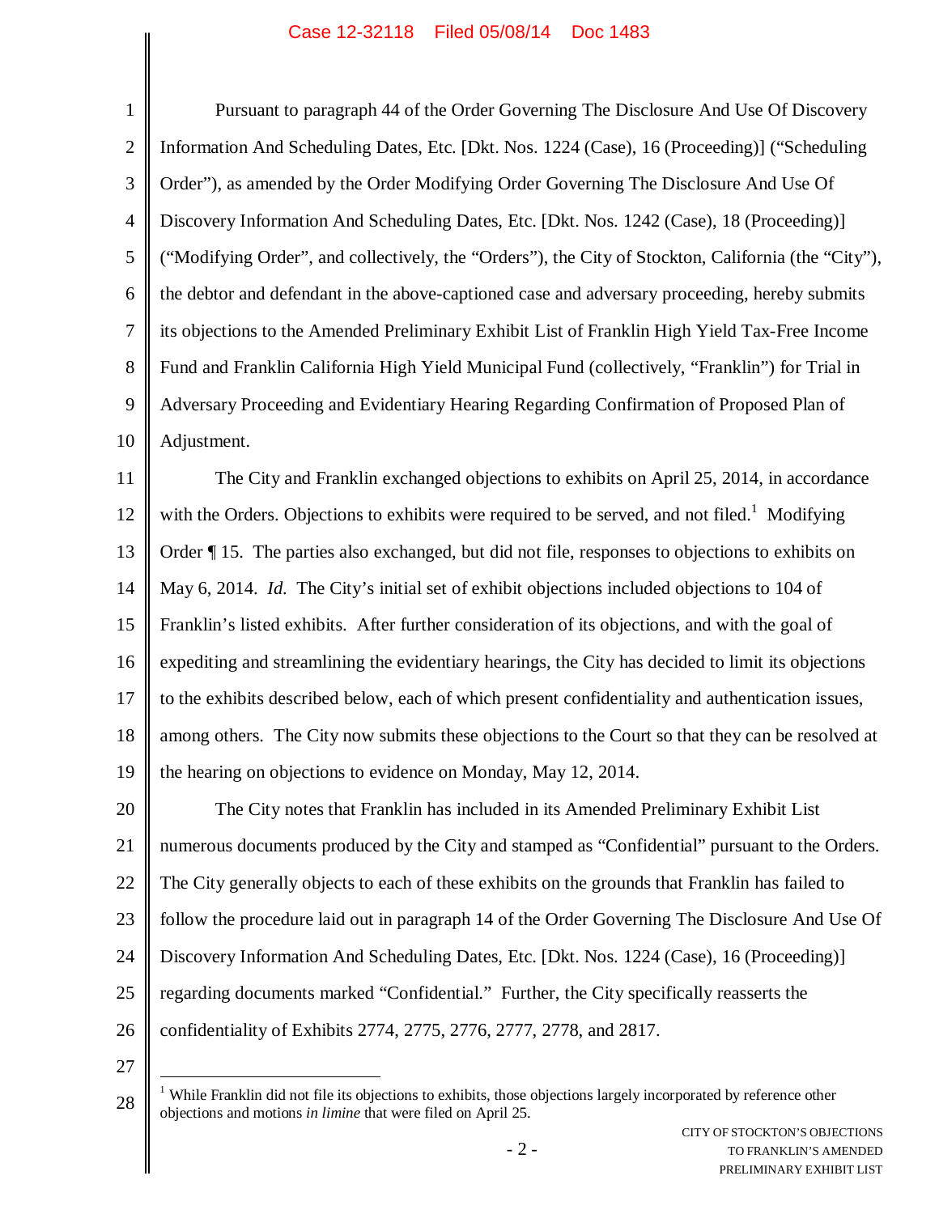Pursuant to paragraph 44 of the Order Governing The Disclosure And Use Of Discovery Information And Scheduling Dates, Etc. [Dkt. Nos. 1224 (Case), 16 (Proceeding)] ("Scheduling Order"), as amended by the Order Modifying Order Governing The Disclosure And Use Of Discovery Information And Scheduling Dates, Etc. [Dkt. Nos. 1242 (Case), 18 (Proceeding)] ("Modifying Order", and collectively, the "Orders"), the City of Stockton, California (the "City"), the debtor and defendant in the above-captioned case and adversary proceeding, hereby submits its objections to the Amended Preliminary Exhibit List of Franklin High Yield Tax-Free Income Fund and Franklin California High Yield Municipal Fund (collectively, "Franklin") for Trial in Adversary Proceeding and Evidentiary Hearing Regarding Confirmation of Proposed Plan of Adjustment.

The City and Franklin exchanged objections to exhibits on April 25, 2014, in accordance with the Orders. Objections to exhibits were required to be served, and not filed.[1] Modifying Order ¶ 15. The parties also exchanged, but did not file, responses to objections to exhibits on May 6, 2014. *Id.* The City's initial set of exhibit objections included objections to 104 of Franklin's listed exhibits. After further consideration of its objections, and with the goal of expediting and streamlining the evidentiary hearings, the City has decided to limit its objections to the exhibits described below, each of which present confidentiality and authentication issues, among others. The City now submits these objections to the Court so that they can be resolved at the hearing on objections to evidence on Monday, May 12, 2014.

The City notes that Franklin has included in its Amended Preliminary Exhibit List numerous documents produced by the City and stamped as "Confidential" pursuant to the Orders. The City generally objects to each of these exhibits on the grounds that Franklin has failed to follow the procedure laid out in paragraph 14 of the Order Governing The Disclosure And Use Of Discovery Information And Scheduling Dates, Etc. [Dkt. Nos. 1224 (Case), 16 (Proceeding)] regarding documents marked "Confidential." Further, the City specifically reasserts the confidentiality of Exhibits 2774, 2775, 2776, 2777, 2778, and 2817.

---

[1] While Franklin did not file its objections to exhibits, those objections largely incorporated by reference other objections and motions *in limine* that were filed on April 25.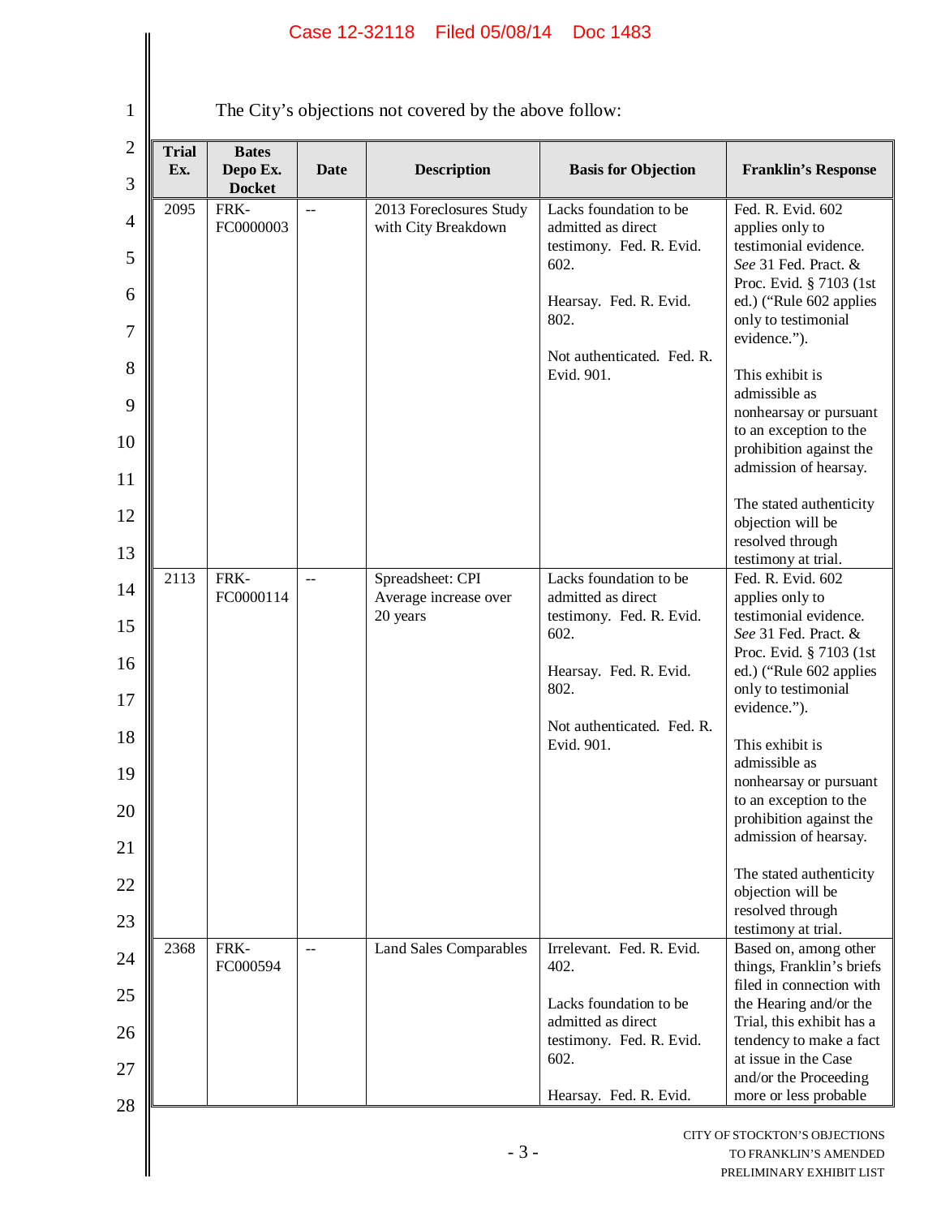The City's objections not covered by the above follow:

| Trial Ex. | Bates Depo Ex. Docket | Date | Description | Basis for Objection | Franklin's Response |
|---|---|---|---|---|---|
| 2095 | FRK-FC0000003 | -- | 2013 Foreclosures Study with City Breakdown | Lacks foundation to be admitted as direct testimony. Fed. R. Evid. 602.<br><br>Hearsay. Fed. R. Evid. 802.<br><br>Not authenticated. Fed. R. Evid. 901. | Fed. R. Evid. 602 applies only to testimonial evidence. *See* 31 Fed. Pract. & Proc. Evid. § 7103 (1st ed.) ("Rule 602 applies only to testimonial evidence.").<br><br>This exhibit is admissible as nonhearsay or pursuant to an exception to the prohibition against the admission of hearsay.<br><br>The stated authenticity objection will be resolved through testimony at trial. |
| 2113 | FRK-FC0000114 | -- | Spreadsheet: CPI Average increase over 20 years | Lacks foundation to be admitted as direct testimony. Fed. R. Evid. 602.<br><br>Hearsay. Fed. R. Evid. 802.<br><br>Not authenticated. Fed. R. Evid. 901. | Fed. R. Evid. 602 applies only to testimonial evidence. *See* 31 Fed. Pract. & Proc. Evid. § 7103 (1st ed.) ("Rule 602 applies only to testimonial evidence.").<br><br>This exhibit is admissible as nonhearsay or pursuant to an exception to the prohibition against the admission of hearsay.<br><br>The stated authenticity objection will be resolved through testimony at trial. |
| 2368 | FRK-FC000594 | -- | Land Sales Comparables | Irrelevant. Fed. R. Evid. 402.<br><br>Lacks foundation to be admitted as direct testimony. Fed. R. Evid. 602.<br><br>Hearsay. Fed. R. Evid. | Based on, among other things, Franklin's briefs filed in connection with the Hearing and/or the Trial, this exhibit has a tendency to make a fact at issue in the Case and/or the Proceeding more or less probable |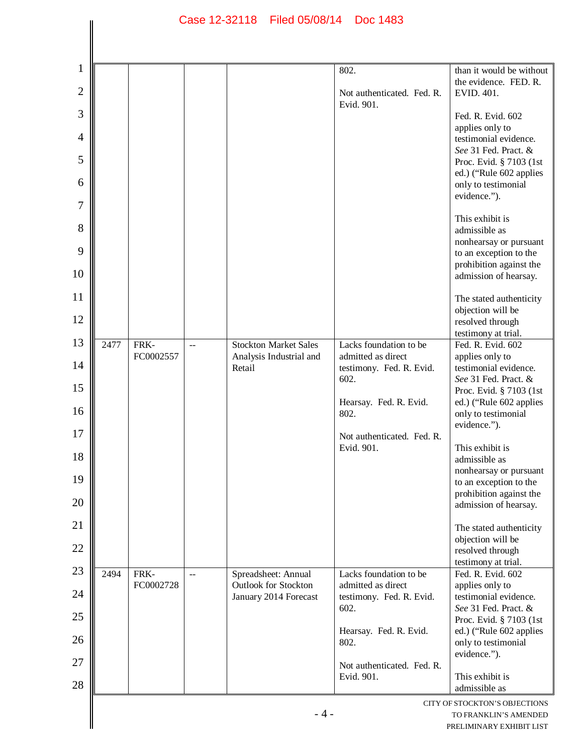| | | | | 802.<br><br>Not authenticated. Fed. R. Evid. 901. | than it would be without the evidence. FED. R. EVID. 401.<br><br>Fed. R. Evid. 602 applies only to testimonial evidence. *See* 31 Fed. Pract. & Proc. Evid. § 7103 (1st ed.) ("Rule 602 applies only to testimonial evidence.").<br><br>This exhibit is admissible as nonhearsay or pursuant to an exception to the prohibition against the admission of hearsay.<br><br>The stated authenticity objection will be resolved through testimony at trial. |
|---|---|---|---|---|---|
| 2477 | FRK-FC0002557 | -- | Stockton Market Sales Analysis Industrial and Retail | Lacks foundation to be admitted as direct testimony. Fed. R. Evid. 602.<br><br>Hearsay. Fed. R. Evid. 802.<br><br>Not authenticated. Fed. R. Evid. 901. | Fed. R. Evid. 602 applies only to testimonial evidence. *See* 31 Fed. Pract. & Proc. Evid. § 7103 (1st ed.) ("Rule 602 applies only to testimonial evidence.").<br><br>This exhibit is admissible as nonhearsay or pursuant to an exception to the prohibition against the admission of hearsay.<br><br>The stated authenticity objection will be resolved through testimony at trial. |
| 2494 | FRK-FC0002728 | -- | Spreadsheet: Annual Outlook for Stockton January 2014 Forecast | Lacks foundation to be admitted as direct testimony. Fed. R. Evid. 602.<br><br>Hearsay. Fed. R. Evid. 802.<br><br>Not authenticated. Fed. R. Evid. 901. | Fed. R. Evid. 602 applies only to testimonial evidence. *See* 31 Fed. Pract. & Proc. Evid. § 7103 (1st ed.) ("Rule 602 applies only to testimonial evidence.").<br><br>This exhibit is admissible as |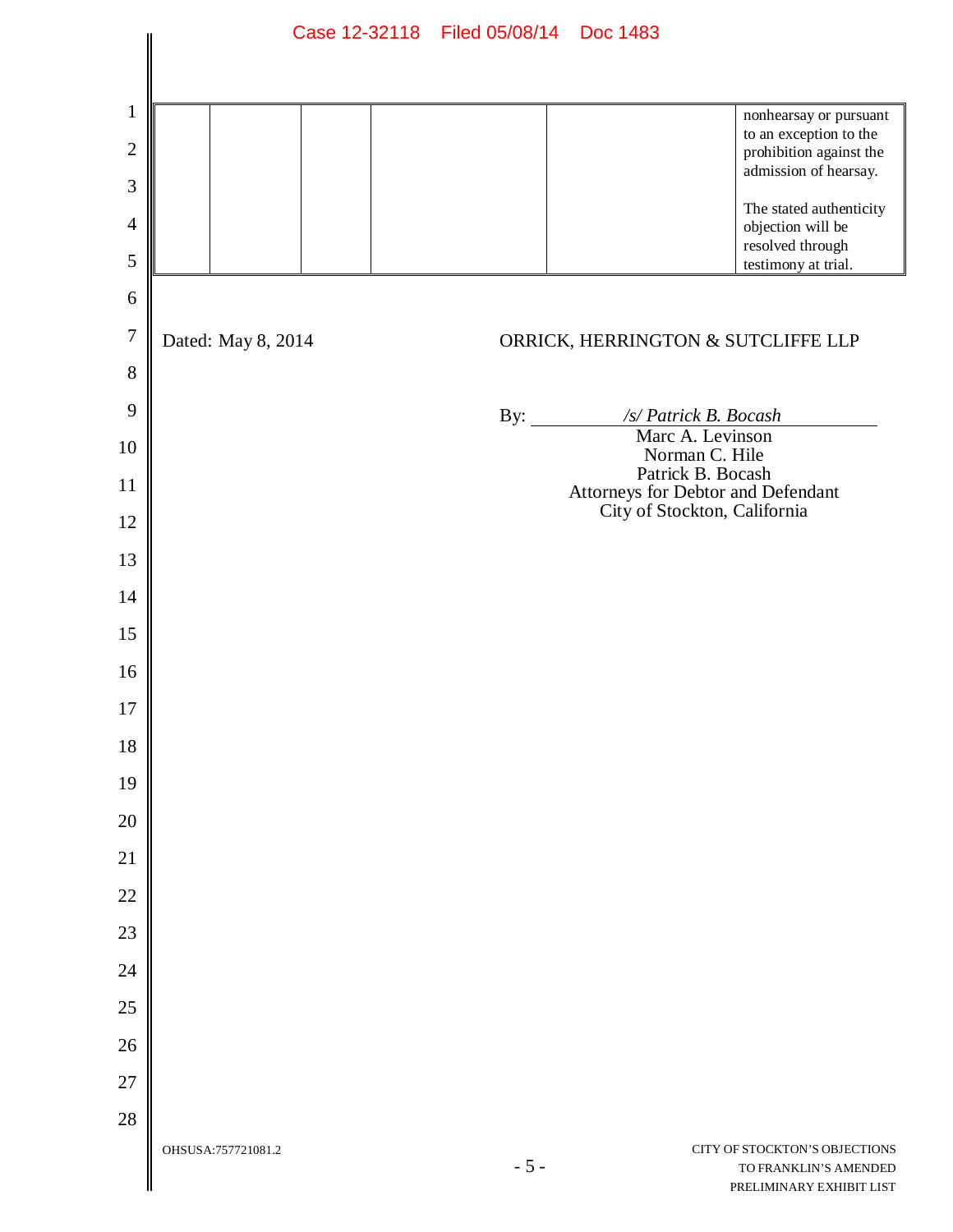| | | | | | |
|---|---|---|---|---|---|
| | | | | | nonhearsay or pursuant to an exception to the prohibition against the admission of hearsay.<br><br>The stated authenticity objection will be resolved through testimony at trial. |

Dated: May 8, 2014

ORRICK, HERRINGTON & SUTCLIFFE LLP

By: */s/ Patrick B. Bocash*
Marc A. Levinson
Norman C. Hile
Patrick B. Bocash
Attorneys for Debtor and Defendant
City of Stockton, California

OHSUSA:757721081.2

CITY OF STOCKTON'S OBJECTIONS TO FRANKLIN'S AMENDED PRELIMINARY EXHIBIT LIST